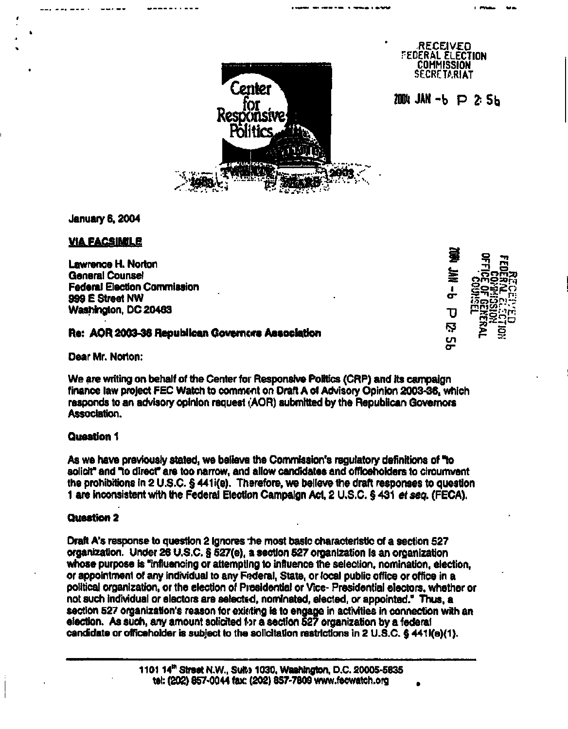RECEIVED
FEDERAL ELECTION
COMMISSION
SECRETARIAT

2004 JAN -6 P 2:56

Center for Responsive Politics

January 6, 2004

**VIA FACSIMILE**

Lawrence H. Norton
General Counsel
Federal Election Commission
999 E Street NW
Washington, DC 20463

RECEIVED
FEDERAL ELECTION
COMMISSION
OFFICE OF GENERAL
COUNSEL

2004 JAN -6 P 12:56

**Re: AOR 2003-36 Republican Governors Association**

Dear Mr. Norton:

We are writing on behalf of the Center for Responsive Politics (CRP) and its campaign finance law project FEC Watch to comment on Draft A of Advisory Opinion 2003-36, which responds to an advisory opinion request (AOR) submitted by the Republican Governors Association.

**Question 1**

As we have previously stated, we believe the Commission's regulatory definitions of "to solicit" and "to direct" are too narrow, and allow candidates and officeholders to circumvent the prohibitions in 2 U.S.C. § 441i(e). Therefore, we believe the draft responses to question 1 are inconsistent with the Federal Election Campaign Act, 2 U.S.C. § 431 *et seq.* (FECA).

**Question 2**

Draft A's response to question 2 ignores the most basic characteristic of a section 527 organization. Under 26 U.S.C. § 527(e), a section 527 organization is an organization whose purpose is "influencing or attempting to influence the selection, nomination, election, or appointment of any individual to any Federal, State, or local public office or office in a political organization, or the election of Presidential or Vice- Presidential electors, whether or not such individual or electors are selected, nominated, elected, or appointed." Thus, a section 527 organization's reason for existing is to engage in activities in connection with an election. As such, any amount solicited for a section 527 organization by a federal candidate or officeholder is subject to the solicitation restrictions in 2 U.S.C. § 441i(e)(1).

1101 14th Street N.W., Suite 1030, Washington, D.C. 20005-5635
tel: (202) 857-0044 fax: (202) 857-7809 www.fecwatch.org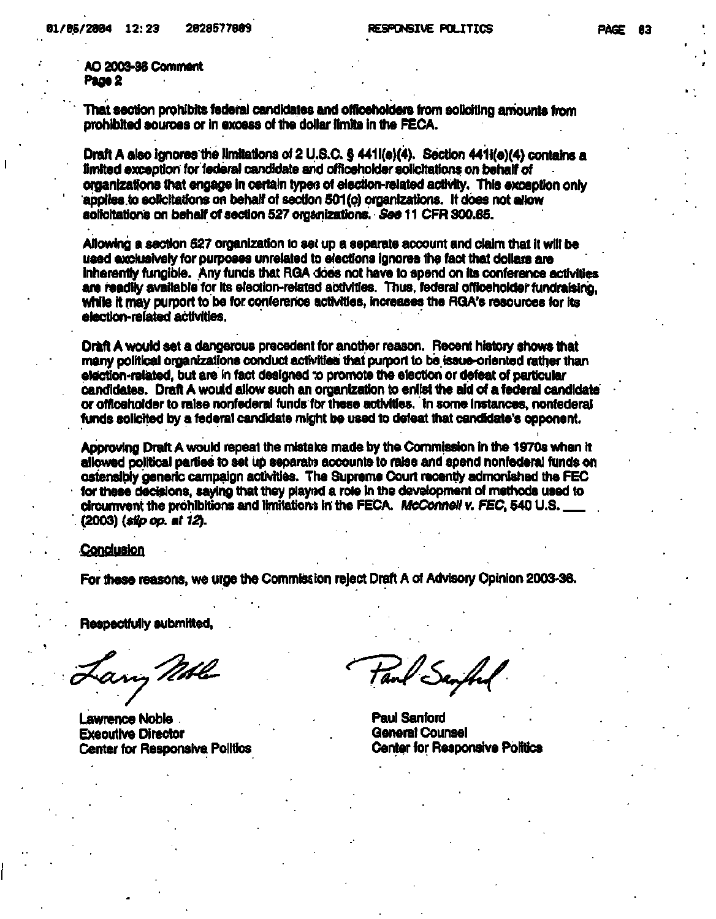AO 2003-36 Comment
Page 2

That section prohibits federal candidates and officeholders from soliciting amounts from prohibited sources or in excess of the dollar limits in the FECA.

Draft A also ignores the limitations of 2 U.S.C. § 441i(e)(4). Section 441i(e)(4) contains a limited exception for federal candidate and officeholder solicitations on behalf of organizations that engage in certain types of election-related activity. This exception only applies to solicitations on behalf of section 501(c) organizations. It does not allow solicitations on behalf of section 527 organizations. *See* 11 CFR 300.65.

Allowing a section 527 organization to set up a separate account and claim that it will be used exclusively for purposes unrelated to elections ignores the fact that dollars are inherently fungible. Any funds that RGA does not have to spend on its conference activities are readily available for its election-related activities. Thus, federal officeholder fundraising, while it may purport to be for conference activities, increases the RGA's resources for its election-related activities.

Draft A would set a dangerous precedent for another reason. Recent history shows that many political organizations conduct activities that purport to be issue-oriented rather than election-related, but are in fact designed to promote the election or defeat of particular candidates. Draft A would allow such an organization to enlist the aid of a federal candidate or officeholder to raise nonfederal funds for these activities. In some instances, nonfederal funds solicited by a federal candidate might be used to defeat that candidate's opponent.

Approving Draft A would repeat the mistake made by the Commission in the 1970s when it allowed political parties to set up separate accounts to raise and spend nonfederal funds on ostensibly generic campaign activities. The Supreme Court recently admonished the FEC for these decisions, saying that they played a role in the development of methods used to circumvent the prohibitions and limitations in the FECA. *McConnell v. FEC*, 540 U.S. ___ (2003) (*slip op. at 12*).

<u>Conclusion</u>

For these reasons, we urge the Commission reject Draft A of Advisory Opinion 2003-36.

Respectfully submitted,

Lawrence Noble
Executive Director
Center for Responsive Politics

Paul Sanford
General Counsel
Center for Responsive Politics